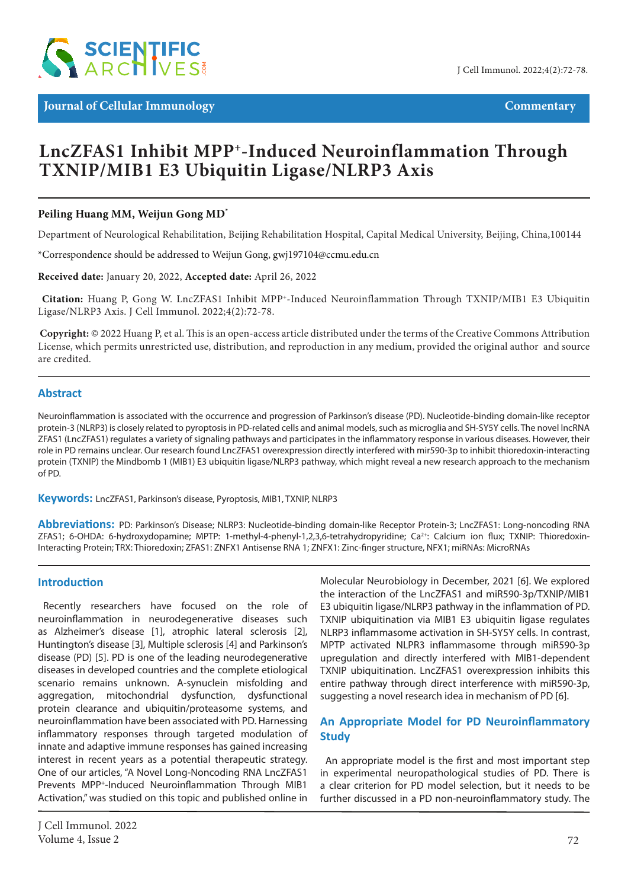Journal of Cellular Immunology — Commentary

# LncZFAS1 Inhibit MPP+-Induced Neuroinflammation Through TXNIP/MIB1 E3 Ubiquitin Ligase/NLRP3 Axis

**Peiling Huang MM, Weijun Gong MD***

Department of Neurological Rehabilitation, Beijing Rehabilitation Hospital, Capital Medical University, Beijing, China,100144

*Correspondence should be addressed to Weijun Gong, gwj197104@ccmu.edu.cn

**Received date:** January 20, 2022, **Accepted date:** April 26, 2022

**Citation:** Huang P, Gong W. LncZFAS1 Inhibit MPP+-Induced Neuroinflammation Through TXNIP/MIB1 E3 Ubiquitin Ligase/NLRP3 Axis. J Cell Immunol. 2022;4(2):72-78.

**Copyright:** © 2022 Huang P, et al. This is an open-access article distributed under the terms of the Creative Commons Attribution License, which permits unrestricted use, distribution, and reproduction in any medium, provided the original author and source are credited.

## Abstract

Neuroinflammation is associated with the occurrence and progression of Parkinson's disease (PD). Nucleotide-binding domain-like receptor protein-3 (NLRP3) is closely related to pyroptosis in PD-related cells and animal models, such as microglia and SH-SY5Y cells. The novel lncRNA ZFAS1 (LncZFAS1) regulates a variety of signaling pathways and participates in the inflammatory response in various diseases. However, their role in PD remains unclear. Our research found LncZFAS1 overexpression directly interfered with mir590-3p to inhibit thioredoxin-interacting protein (TXNIP) the Mindbomb 1 (MIB1) E3 ubiquitin ligase/NLRP3 pathway, which might reveal a new research approach to the mechanism of PD.

**Keywords:** LncZFAS1, Parkinson's disease, Pyroptosis, MIB1, TXNIP, NLRP3

**Abbreviations:** PD: Parkinson's Disease; NLRP3: Nucleotide-binding domain-like Receptor Protein-3; LncZFAS1: Long-noncoding RNA ZFAS1; 6-OHDA: 6-hydroxydopamine; MPTP: 1-methyl-4-phenyl-1,2,3,6-tetrahydropyridine; $Ca^{2+}$: Calcium ion flux; TXNIP: Thioredoxin-Interacting Protein; TRX: Thioredoxin; ZFAS1: ZNFX1 Antisense RNA 1; ZNFX1: Zinc-finger structure, NFX1; miRNAs: MicroRNAs

## Introduction

Recently researchers have focused on the role of neuroinflammation in neurodegenerative diseases such as Alzheimer's disease [1], atrophic lateral sclerosis [2], Huntington's disease [3], Multiple sclerosis [4] and Parkinson's disease (PD) [5]. PD is one of the leading neurodegenerative diseases in developed countries and the complete etiological scenario remains unknown. A-synuclein misfolding and aggregation, mitochondrial dysfunction, dysfunctional protein clearance and ubiquitin/proteasome systems, and neuroinflammation have been associated with PD. Harnessing inflammatory responses through targeted modulation of innate and adaptive immune responses has gained increasing interest in recent years as a potential therapeutic strategy. One of our articles, "A Novel Long-Noncoding RNA LncZFAS1 Prevents MPP+-Induced Neuroinflammation Through MIB1 Activation," was studied on this topic and published online in Molecular Neurobiology in December, 2021 [6]. We explored the interaction of the LncZFAS1 and miR590-3p/TXNIP/MIB1 E3 ubiquitin ligase/NLRP3 pathway in the inflammation of PD. TXNIP ubiquitination via MIB1 E3 ubiquitin ligase regulates NLRP3 inflammasome activation in SH-SY5Y cells. In contrast, MPTP activated NLRP3 inflammasome through miR590-3p upregulation and directly interfered with MIB1-dependent TXNIP ubiquitination. LncZFAS1 overexpression inhibits this entire pathway through direct interference with miR590-3p, suggesting a novel research idea in mechanism of PD [6].

## An Appropriate Model for PD Neuroinflammatory Study

An appropriate model is the first and most important step in experimental neuropathological studies of PD. There is a clear criterion for PD model selection, but it needs to be further discussed in a PD non-neuroinflammatory study. The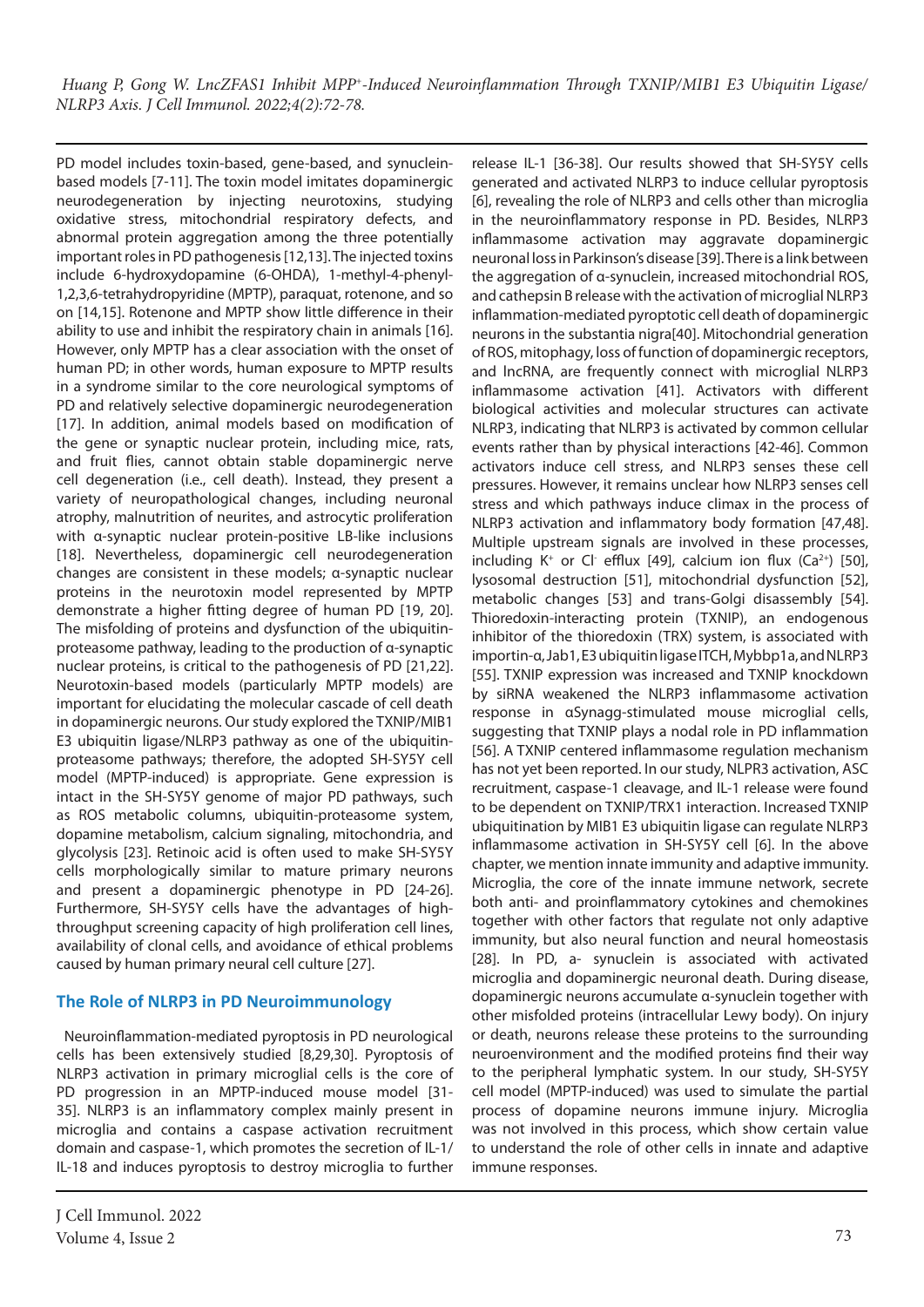PD model includes toxin-based, gene-based, and synuclein-based models [7-11]. The toxin model imitates dopaminergic neurodegeneration by injecting neurotoxins, studying oxidative stress, mitochondrial respiratory defects, and abnormal protein aggregation among the three potentially important roles in PD pathogenesis [12,13]. The injected toxins include 6-hydroxydopamine (6-OHDA), 1-methyl-4-phenyl-1,2,3,6-tetrahydropyridine (MPTP), paraquat, rotenone, and so on [14,15]. Rotenone and MPTP show little difference in their ability to use and inhibit the respiratory chain in animals [16]. However, only MPTP has a clear association with the onset of human PD; in other words, human exposure to MPTP results in a syndrome similar to the core neurological symptoms of PD and relatively selective dopaminergic neurodegeneration [17]. In addition, animal models based on modification of the gene or synaptic nuclear protein, including mice, rats, and fruit flies, cannot obtain stable dopaminergic nerve cell degeneration (i.e., cell death). Instead, they present a variety of neuropathological changes, including neuronal atrophy, malnutrition of neurites, and astrocytic proliferation with α-synaptic nuclear protein-positive LB-like inclusions [18]. Nevertheless, dopaminergic cell neurodegeneration changes are consistent in these models; α-synaptic nuclear proteins in the neurotoxin model represented by MPTP demonstrate a higher fitting degree of human PD [19, 20]. The misfolding of proteins and dysfunction of the ubiquitin-proteasome pathway, leading to the production of α-synaptic nuclear proteins, is critical to the pathogenesis of PD [21,22]. Neurotoxin-based models (particularly MPTP models) are important for elucidating the molecular cascade of cell death in dopaminergic neurons. Our study explored the TXNIP/MIB1 E3 ubiquitin ligase/NLRP3 pathway as one of the ubiquitin-proteasome pathways; therefore, the adopted SH-SY5Y cell model (MPTP-induced) is appropriate. Gene expression is intact in the SH-SY5Y genome of major PD pathways, such as ROS metabolic columns, ubiquitin-proteasome system, dopamine metabolism, calcium signaling, mitochondria, and glycolysis [23]. Retinoic acid is often used to make SH-SY5Y cells morphologically similar to mature primary neurons and present a dopaminergic phenotype in PD [24-26]. Furthermore, SH-SY5Y cells have the advantages of high-throughput screening capacity of high proliferation cell lines, availability of clonal cells, and avoidance of ethical problems caused by human primary neural cell culture [27].

## The Role of NLRP3 in PD Neuroimmunology

Neuroinflammation-mediated pyroptosis in PD neurological cells has been extensively studied [8,29,30]. Pyroptosis of NLRP3 activation in primary microglial cells is the core of PD progression in an MPTP-induced mouse model [31-35]. NLRP3 is an inflammatory complex mainly present in microglia and contains a caspase activation recruitment domain and caspase-1, which promotes the secretion of IL-1/IL-18 and induces pyroptosis to destroy microglia to further release IL-1 [36-38]. Our results showed that SH-SY5Y cells generated and activated NLRP3 to induce cellular pyroptosis [6], revealing the role of NLRP3 and cells other than microglia in the neuroinflammatory response in PD. Besides, NLRP3 inflammasome activation may aggravate dopaminergic neuronal loss in Parkinson's disease [39]. There is a link between the aggregation of α-synuclein, increased mitochondrial ROS, and cathepsin B release with the activation of microglial NLRP3 inflammation-mediated pyroptotic cell death of dopaminergic neurons in the substantia nigra[40]. Mitochondrial generation of ROS, mitophagy, loss of function of dopaminergic receptors, and lncRNA, are frequently connect with microglial NLRP3 inflammasome activation [41]. Activators with different biological activities and molecular structures can activate NLRP3, indicating that NLRP3 is activated by common cellular events rather than by physical interactions [42-46]. Common activators induce cell stress, and NLRP3 senses these cell pressures. However, it remains unclear how NLRP3 senses cell stress and which pathways induce climax in the process of NLRP3 activation and inflammatory body formation [47,48]. Multiple upstream signals are involved in these processes, including $K^+$ or $Cl^-$ efflux [49], calcium ion flux ($Ca^{2+}$) [50], lysosomal destruction [51], mitochondrial dysfunction [52], metabolic changes [53] and trans-Golgi disassembly [54]. Thioredoxin-interacting protein (TXNIP), an endogenous inhibitor of the thioredoxin (TRX) system, is associated with importin-α, Jab1, E3 ubiquitin ligase ITCH, Mybbp1a, and NLRP3 [55]. TXNIP expression was increased and TXNIP knockdown by siRNA weakened the NLRP3 inflammasome activation response in αSynagg-stimulated mouse microglial cells, suggesting that TXNIP plays a nodal role in PD inflammation [56]. A TXNIP centered inflammasome regulation mechanism has not yet been reported. In our study, NLPR3 activation, ASC recruitment, caspase-1 cleavage, and IL-1 release were found to be dependent on TXNIP/TRX1 interaction. Increased TXNIP ubiquitination by MIB1 E3 ubiquitin ligase can regulate NLRP3 inflammasome activation in SH-SY5Y cell [6]. In the above chapter, we mention innate immunity and adaptive immunity. Microglia, the core of the innate immune network, secrete both anti- and proinflammatory cytokines and chemokines together with other factors that regulate not only adaptive immunity, but also neural function and neural homeostasis [28]. In PD, a- synuclein is associated with activated microglia and dopaminergic neuronal death. During disease, dopaminergic neurons accumulate α-synuclein together with other misfolded proteins (intracellular Lewy body). On injury or death, neurons release these proteins to the surrounding neuroenvironment and the modified proteins find their way to the peripheral lymphatic system. In our study, SH-SY5Y cell model (MPTP-induced) was used to simulate the partial process of dopamine neurons immune injury. Microglia was not involved in this process, which show certain value to understand the role of other cells in innate and adaptive immune responses.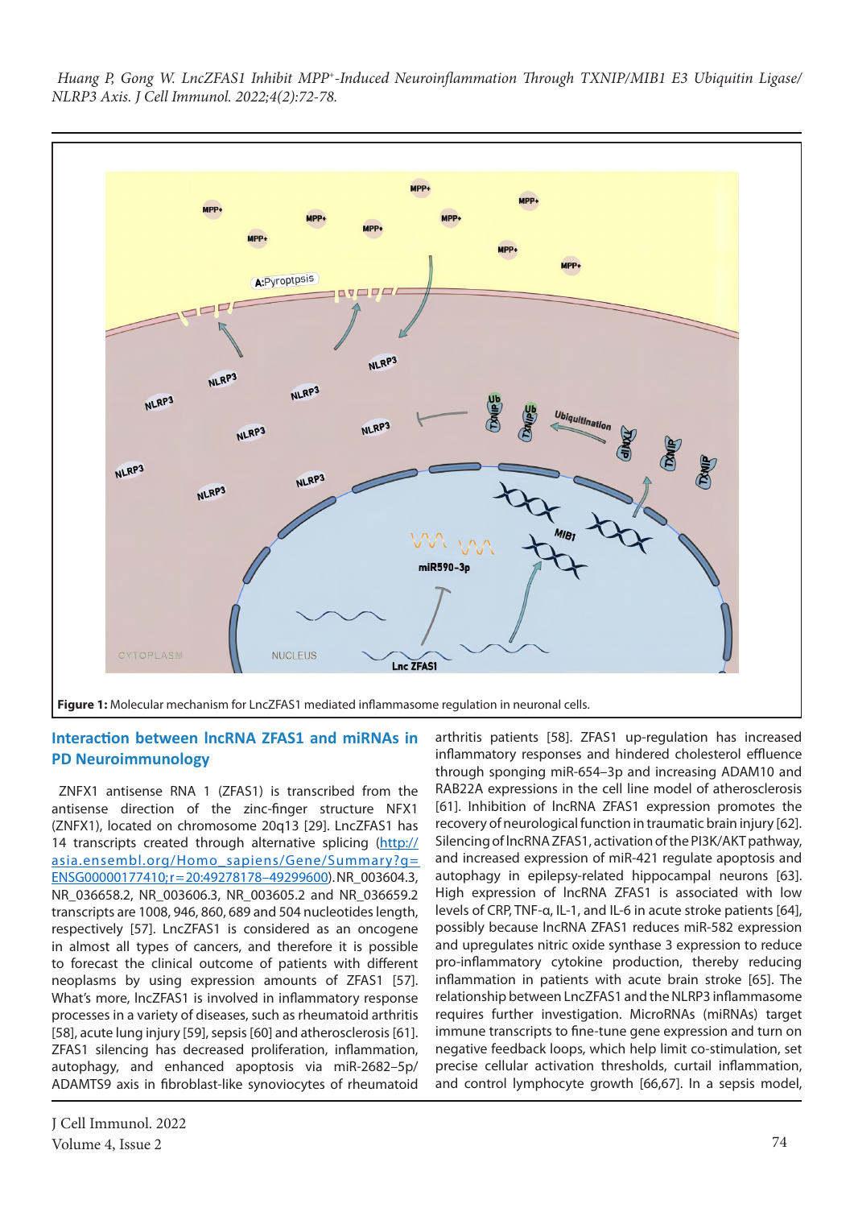**Figure 1:** Molecular mechanism for LncZFAS1 mediated inflammasome regulation in neuronal cells.

## Interaction between lncRNA ZFAS1 and miRNAs in PD Neuroimmunology

ZNFX1 antisense RNA 1 (ZFAS1) is transcribed from the antisense direction of the zinc-finger structure NFX1 (ZNFX1), located on chromosome 20q13 [29]. LncZFAS1 has 14 transcripts created through alternative splicing (http://asia.ensembl.org/Homo_sapiens/Gene/Summary?g=ENSG00000177410;r=20:49278178–49299600). NR_003604.3, NR_036658.2, NR_003606.3, NR_003605.2 and NR_036659.2 transcripts are 1008, 946, 860, 689 and 504 nucleotides length, respectively [57]. LncZFAS1 is considered as an oncogene in almost all types of cancers, and therefore it is possible to forecast the clinical outcome of patients with different neoplasms by using expression amounts of ZFAS1 [57]. What's more, lncZFAS1 is involved in inflammatory response processes in a variety of diseases, such as rheumatoid arthritis [58], acute lung injury [59], sepsis [60] and atherosclerosis [61]. ZFAS1 silencing has decreased proliferation, inflammation, autophagy, and enhanced apoptosis via miR-2682–5p/ADAMTS9 axis in fibroblast-like synoviocytes of rheumatoid arthritis patients [58]. ZFAS1 up-regulation has increased inflammatory responses and hindered cholesterol effluence through sponging miR-654–3p and increasing ADAM10 and RAB22A expressions in the cell line model of atherosclerosis [61]. Inhibition of lncRNA ZFAS1 expression promotes the recovery of neurological function in traumatic brain injury [62]. Silencing of lncRNA ZFAS1, activation of the PI3K/AKT pathway, and increased expression of miR-421 regulate apoptosis and autophagy in epilepsy-related hippocampal neurons [63]. High expression of lncRNA ZFAS1 is associated with low levels of CRP, TNF-α, IL-1, and IL-6 in acute stroke patients [64], possibly because lncRNA ZFAS1 reduces miR-582 expression and upregulates nitric oxide synthase 3 expression to reduce pro-inflammatory cytokine production, thereby reducing inflammation in patients with acute brain stroke [65]. The relationship between LncZFAS1 and the NLRP3 inflammasome requires further investigation. MicroRNAs (miRNAs) target immune transcripts to fine-tune gene expression and turn on negative feedback loops, which help limit co-stimulation, set precise cellular activation thresholds, curtail inflammation, and control lymphocyte growth [66,67]. In a sepsis model,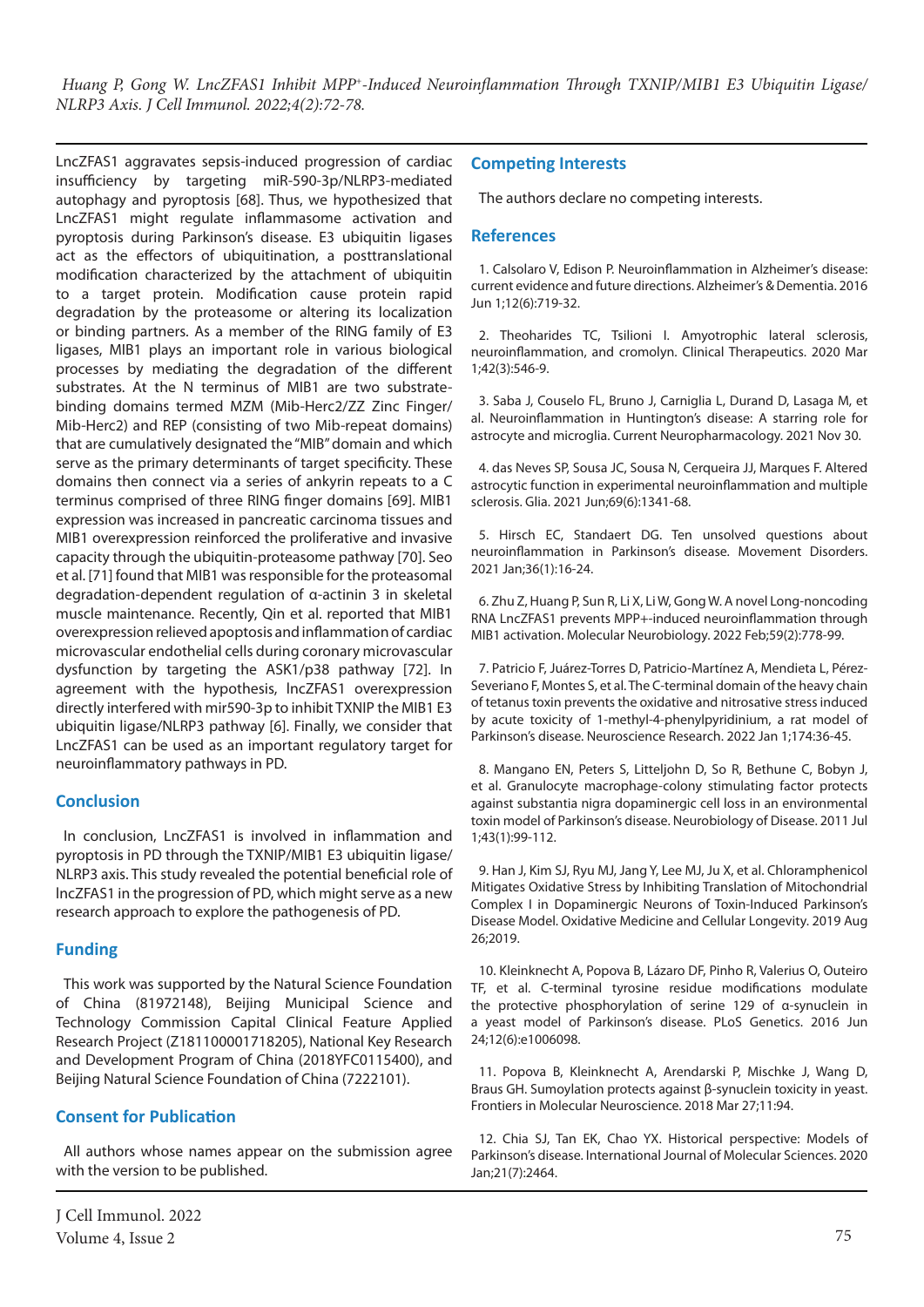LncZFAS1 aggravates sepsis-induced progression of cardiac insufficiency by targeting miR-590-3p/NLRP3-mediated autophagy and pyroptosis [68]. Thus, we hypothesized that LncZFAS1 might regulate inflammasome activation and pyroptosis during Parkinson's disease. E3 ubiquitin ligases act as the effectors of ubiquitination, a posttranslational modification characterized by the attachment of ubiquitin to a target protein. Modification cause protein rapid degradation by the proteasome or altering its localization or binding partners. As a member of the RING family of E3 ligases, MIB1 plays an important role in various biological processes by mediating the degradation of the different substrates. At the N terminus of MIB1 are two substrate-binding domains termed MZM (Mib-Herc2/ZZ Zinc Finger/Mib-Herc2) and REP (consisting of two Mib-repeat domains) that are cumulatively designated the "MIB" domain and which serve as the primary determinants of target specificity. These domains then connect via a series of ankyrin repeats to a C terminus comprised of three RING finger domains [69]. MIB1 expression was increased in pancreatic carcinoma tissues and MIB1 overexpression reinforced the proliferative and invasive capacity through the ubiquitin-proteasome pathway [70]. Seo et al. [71] found that MIB1 was responsible for the proteasomal degradation-dependent regulation of α-actinin 3 in skeletal muscle maintenance. Recently, Qin et al. reported that MIB1 overexpression relieved apoptosis and inflammation of cardiac microvascular endothelial cells during coronary microvascular dysfunction by targeting the ASK1/p38 pathway [72]. In agreement with the hypothesis, lncZFAS1 overexpression directly interfered with mir590-3p to inhibit TXNIP the MIB1 E3 ubiquitin ligase/NLRP3 pathway [6]. Finally, we consider that LncZFAS1 can be used as an important regulatory target for neuroinflammatory pathways in PD.

## Conclusion

In conclusion, LncZFAS1 is involved in inflammation and pyroptosis in PD through the TXNIP/MIB1 E3 ubiquitin ligase/NLRP3 axis. This study revealed the potential beneficial role of lncZFAS1 in the progression of PD, which might serve as a new research approach to explore the pathogenesis of PD.

## Funding

This work was supported by the Natural Science Foundation of China (81972148), Beijing Municipal Science and Technology Commission Capital Clinical Feature Applied Research Project (Z181100001718205), National Key Research and Development Program of China (2018YFC0115400), and Beijing Natural Science Foundation of China (7222101).

## Consent for Publication

All authors whose names appear on the submission agree with the version to be published.

## Competing Interests

The authors declare no competing interests.

## References

1. Calsolaro V, Edison P. Neuroinflammation in Alzheimer's disease: current evidence and future directions. Alzheimer's & Dementia. 2016 Jun 1;12(6):719-32.

2. Theoharides TC, Tsilioni I. Amyotrophic lateral sclerosis, neuroinflammation, and cromolyn. Clinical Therapeutics. 2020 Mar 1;42(3):546-9.

3. Saba J, Couselo FL, Bruno J, Carniglia L, Durand D, Lasaga M, et al. Neuroinflammation in Huntington's disease: A starring role for astrocyte and microglia. Current Neuropharmacology. 2021 Nov 30.

4. das Neves SP, Sousa JC, Sousa N, Cerqueira JJ, Marques F. Altered astrocytic function in experimental neuroinflammation and multiple sclerosis. Glia. 2021 Jun;69(6):1341-68.

5. Hirsch EC, Standaert DG. Ten unsolved questions about neuroinflammation in Parkinson's disease. Movement Disorders. 2021 Jan;36(1):16-24.

6. Zhu Z, Huang P, Sun R, Li X, Li W, Gong W. A novel Long-noncoding RNA LncZFAS1 prevents MPP+-induced neuroinflammation through MIB1 activation. Molecular Neurobiology. 2022 Feb;59(2):778-99.

7. Patricio F, Juárez-Torres D, Patricio-Martínez A, Mendieta L, Pérez-Severiano F, Montes S, et al. The C-terminal domain of the heavy chain of tetanus toxin prevents the oxidative and nitrosative stress induced by acute toxicity of 1-methyl-4-phenylpyridinium, a rat model of Parkinson's disease. Neuroscience Research. 2022 Jan 1;174:36-45.

8. Mangano EN, Peters S, Litteljohn D, So R, Bethune C, Bobyn J, et al. Granulocyte macrophage-colony stimulating factor protects against substantia nigra dopaminergic cell loss in an environmental toxin model of Parkinson's disease. Neurobiology of Disease. 2011 Jul 1;43(1):99-112.

9. Han J, Kim SJ, Ryu MJ, Jang Y, Lee MJ, Ju X, et al. Chloramphenicol Mitigates Oxidative Stress by Inhibiting Translation of Mitochondrial Complex I in Dopaminergic Neurons of Toxin-Induced Parkinson's Disease Model. Oxidative Medicine and Cellular Longevity. 2019 Aug 26;2019.

10. Kleinknecht A, Popova B, Lázaro DF, Pinho R, Valerius O, Outeiro TF, et al. C-terminal tyrosine residue modifications modulate the protective phosphorylation of serine 129 of α-synuclein in a yeast model of Parkinson's disease. PLoS Genetics. 2016 Jun 24;12(6):e1006098.

11. Popova B, Kleinknecht A, Arendarski P, Mischke J, Wang D, Braus GH. Sumoylation protects against β-synuclein toxicity in yeast. Frontiers in Molecular Neuroscience. 2018 Mar 27;11:94.

12. Chia SJ, Tan EK, Chao YX. Historical perspective: Models of Parkinson's disease. International Journal of Molecular Sciences. 2020 Jan;21(7):2464.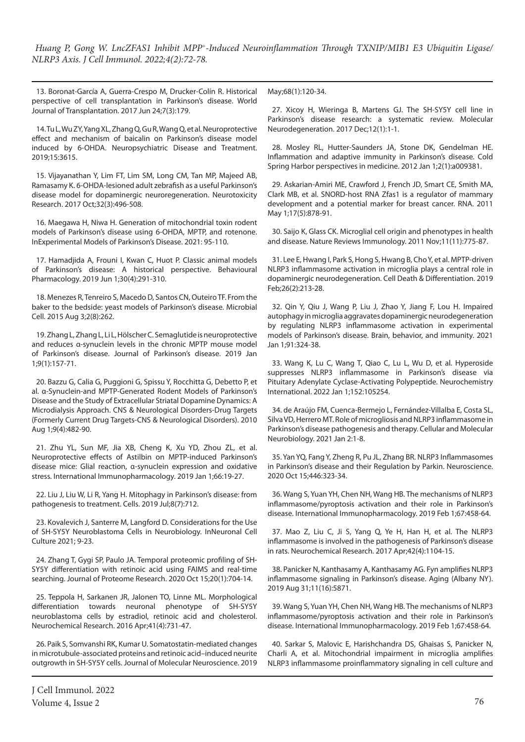13. Boronat-García A, Guerra-Crespo M, Drucker-Colín R. Historical perspective of cell transplantation in Parkinson's disease. World Journal of Transplantation. 2017 Jun 24;7(3):179.

14. Tu L, Wu ZY, Yang XL, Zhang Q, Gu R, Wang Q, et al. Neuroprotective effect and mechanism of baicalin on Parkinson's disease model induced by 6-OHDA. Neuropsychiatric Disease and Treatment. 2019;15:3615.

15. Vijayanathan Y, Lim FT, Lim SM, Long CM, Tan MP, Majeed AB, Ramasamy K. 6-OHDA-lesioned adult zebrafish as a useful Parkinson's disease model for dopaminergic neuroregeneration. Neurotoxicity Research. 2017 Oct;32(3):496-508.

16. Maegawa H, Niwa H. Generation of mitochondrial toxin rodent models of Parkinson's disease using 6-OHDA, MPTP, and rotenone. InExperimental Models of Parkinson's Disease. 2021: 95-110.

17. Hamadjida A, Frouni I, Kwan C, Huot P. Classic animal models of Parkinson's disease: A historical perspective. Behavioural Pharmacology. 2019 Jun 1;30(4):291-310.

18. Menezes R, Tenreiro S, Macedo D, Santos CN, Outeiro TF. From the baker to the bedside: yeast models of Parkinson's disease. Microbial Cell. 2015 Aug 3;2(8):262.

19. Zhang L, Zhang L, Li L, Hölscher C. Semaglutide is neuroprotective and reduces α-synuclein levels in the chronic MPTP mouse model of Parkinson's disease. Journal of Parkinson's disease. 2019 Jan 1;9(1):157-71.

20. Bazzu G, Calia G, Puggioni G, Spissu Y, Rocchitta G, Debetto P, et al. α-Synuclein-and MPTP-Generated Rodent Models of Parkinson's Disease and the Study of Extracellular Striatal Dopamine Dynamics: A Microdialysis Approach. CNS & Neurological Disorders-Drug Targets (Formerly Current Drug Targets-CNS & Neurological Disorders). 2010 Aug 1;9(4):482-90.

21. Zhu YL, Sun MF, Jia XB, Cheng K, Xu YD, Zhou ZL, et al. Neuroprotective effects of Astilbin on MPTP-induced Parkinson's disease mice: Glial reaction, α-synuclein expression and oxidative stress. International Immunopharmacology. 2019 Jan 1;66:19-27.

22. Liu J, Liu W, Li R, Yang H. Mitophagy in Parkinson's disease: from pathogenesis to treatment. Cells. 2019 Jul;8(7):712.

23. Kovalevich J, Santerre M, Langford D. Considerations for the Use of SH-SY5Y Neuroblastoma Cells in Neurobiology. InNeuronal Cell Culture 2021; 9-23.

24. Zhang T, Gygi SP, Paulo JA. Temporal proteomic profiling of SH-SY5Y differentiation with retinoic acid using FAIMS and real-time searching. Journal of Proteome Research. 2020 Oct 15;20(1):704-14.

25. Teppola H, Sarkanen JR, Jalonen TO, Linne ML. Morphological differentiation towards neuronal phenotype of SH-SY5Y neuroblastoma cells by estradiol, retinoic acid and cholesterol. Neurochemical Research. 2016 Apr;41(4):731-47.

26. Paik S, Somvanshi RK, Kumar U. Somatostatin-mediated changes in microtubule-associated proteins and retinoic acid–induced neurite outgrowth in SH-SY5Y cells. Journal of Molecular Neuroscience. 2019 May;68(1):120-34.

27. Xicoy H, Wieringa B, Martens GJ. The SH-SY5Y cell line in Parkinson's disease research: a systematic review. Molecular Neurodegeneration. 2017 Dec;12(1):1-1.

28. Mosley RL, Hutter-Saunders JA, Stone DK, Gendelman HE. Inflammation and adaptive immunity in Parkinson's disease. Cold Spring Harbor perspectives in medicine. 2012 Jan 1;2(1):a009381.

29. Askarian-Amiri ME, Crawford J, French JD, Smart CE, Smith MA, Clark MB, et al. SNORD-host RNA Zfas1 is a regulator of mammary development and a potential marker for breast cancer. RNA. 2011 May 1;17(5):878-91.

30. Saijo K, Glass CK. Microglial cell origin and phenotypes in health and disease. Nature Reviews Immunology. 2011 Nov;11(11):775-87.

31. Lee E, Hwang I, Park S, Hong S, Hwang B, Cho Y, et al. MPTP-driven NLRP3 inflammasome activation in microglia plays a central role in dopaminergic neurodegeneration. Cell Death & Differentiation. 2019 Feb;26(2):213-28.

32. Qin Y, Qiu J, Wang P, Liu J, Zhao Y, Jiang F, Lou H. Impaired autophagy in microglia aggravates dopaminergic neurodegeneration by regulating NLRP3 inflammasome activation in experimental models of Parkinson's disease. Brain, behavior, and immunity. 2021 Jan 1;91:324-38.

33. Wang K, Lu C, Wang T, Qiao C, Lu L, Wu D, et al. Hyperoside suppresses NLRP3 inflammasome in Parkinson's disease via Pituitary Adenylate Cyclase-Activating Polypeptide. Neurochemistry International. 2022 Jan 1;152:105254.

34. de Araújo FM, Cuenca-Bermejo L, Fernández-Villalba E, Costa SL, Silva VD, Herrero MT. Role of microgliosis and NLRP3 inflammasome in Parkinson's disease pathogenesis and therapy. Cellular and Molecular Neurobiology. 2021 Jan 2:1-8.

35. Yan YQ, Fang Y, Zheng R, Pu JL, Zhang BR. NLRP3 Inflammasomes in Parkinson's disease and their Regulation by Parkin. Neuroscience. 2020 Oct 15;446:323-34.

36. Wang S, Yuan YH, Chen NH, Wang HB. The mechanisms of NLRP3 inflammasome/pyroptosis activation and their role in Parkinson's disease. International Immunopharmacology. 2019 Feb 1;67:458-64.

37. Mao Z, Liu C, Ji S, Yang Q, Ye H, Han H, et al. The NLRP3 inflammasome is involved in the pathogenesis of Parkinson's disease in rats. Neurochemical Research. 2017 Apr;42(4):1104-15.

38. Panicker N, Kanthasamy A, Kanthasamy AG. Fyn amplifies NLRP3 inflammasome signaling in Parkinson's disease. Aging (Albany NY). 2019 Aug 31;11(16):5871.

39. Wang S, Yuan YH, Chen NH, Wang HB. The mechanisms of NLRP3 inflammasome/pyroptosis activation and their role in Parkinson's disease. International Immunopharmacology. 2019 Feb 1;67:458-64.

40. Sarkar S, Malovic E, Harishchandra DS, Ghaisas S, Panicker N, Charli A, et al. Mitochondrial impairment in microglia amplifies NLRP3 inflammasome proinflammatory signaling in cell culture and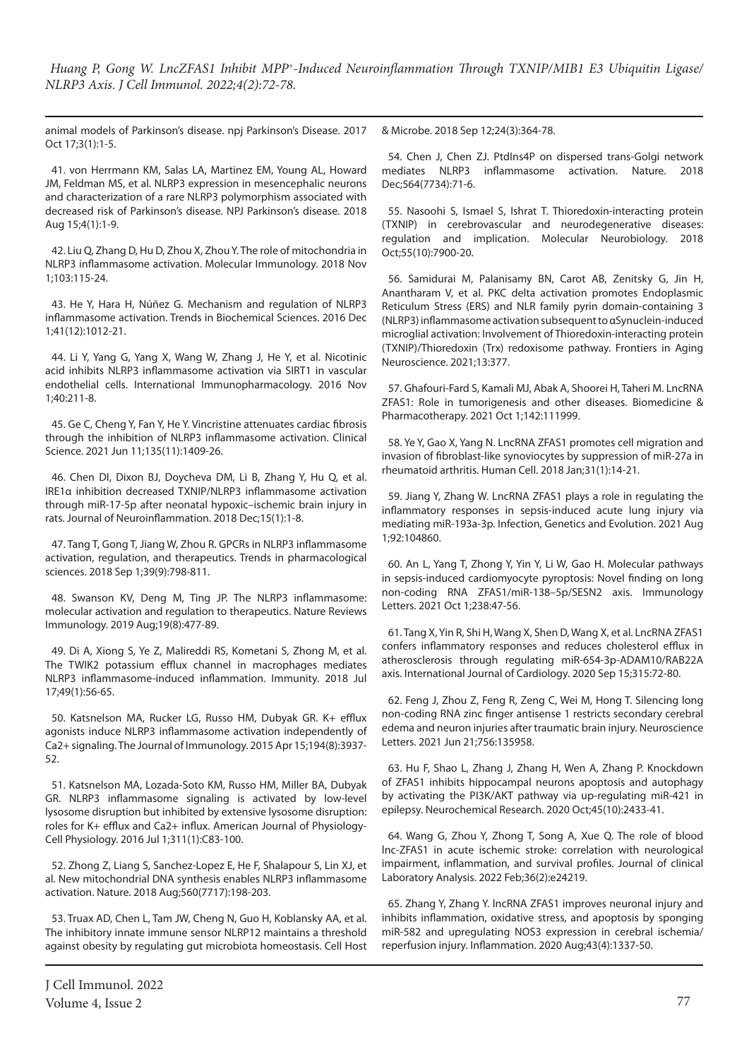animal models of Parkinson's disease. npj Parkinson's Disease. 2017 Oct 17;3(1):1-5.

41. von Herrmann KM, Salas LA, Martinez EM, Young AL, Howard JM, Feldman MS, et al. NLRP3 expression in mesencephalic neurons and characterization of a rare NLRP3 polymorphism associated with decreased risk of Parkinson's disease. NPJ Parkinson's disease. 2018 Aug 15;4(1):1-9.

42. Liu Q, Zhang D, Hu D, Zhou X, Zhou Y. The role of mitochondria in NLRP3 inflammasome activation. Molecular Immunology. 2018 Nov 1;103:115-24.

43. He Y, Hara H, Núñez G. Mechanism and regulation of NLRP3 inflammasome activation. Trends in Biochemical Sciences. 2016 Dec 1;41(12):1012-21.

44. Li Y, Yang G, Yang X, Wang W, Zhang J, He Y, et al. Nicotinic acid inhibits NLRP3 inflammasome activation via SIRT1 in vascular endothelial cells. International Immunopharmacology. 2016 Nov 1;40:211-8.

45. Ge C, Cheng Y, Fan Y, He Y. Vincristine attenuates cardiac fibrosis through the inhibition of NLRP3 inflammasome activation. Clinical Science. 2021 Jun 11;135(11):1409-26.

46. Chen DI, Dixon BJ, Doycheva DM, Li B, Zhang Y, Hu Q, et al. IRE1α inhibition decreased TXNIP/NLRP3 inflammasome activation through miR-17-5p after neonatal hypoxic–ischemic brain injury in rats. Journal of Neuroinflammation. 2018 Dec;15(1):1-8.

47. Tang T, Gong T, Jiang W, Zhou R. GPCRs in NLRP3 inflammasome activation, regulation, and therapeutics. Trends in pharmacological sciences. 2018 Sep 1;39(9):798-811.

48. Swanson KV, Deng M, Ting JP. The NLRP3 inflammasome: molecular activation and regulation to therapeutics. Nature Reviews Immunology. 2019 Aug;19(8):477-89.

49. Di A, Xiong S, Ye Z, Malireddi RS, Kometani S, Zhong M, et al. The TWIK2 potassium efflux channel in macrophages mediates NLRP3 inflammasome-induced inflammation. Immunity. 2018 Jul 17;49(1):56-65.

50. Katsnelson MA, Rucker LG, Russo HM, Dubyak GR. K+ efflux agonists induce NLRP3 inflammasome activation independently of Ca2+ signaling. The Journal of Immunology. 2015 Apr 15;194(8):3937-52.

51. Katsnelson MA, Lozada-Soto KM, Russo HM, Miller BA, Dubyak GR. NLRP3 inflammasome signaling is activated by low-level lysosome disruption but inhibited by extensive lysosome disruption: roles for K+ efflux and Ca2+ influx. American Journal of Physiology-Cell Physiology. 2016 Jul 1;311(1):C83-100.

52. Zhong Z, Liang S, Sanchez-Lopez E, He F, Shalapour S, Lin XJ, et al. New mitochondrial DNA synthesis enables NLRP3 inflammasome activation. Nature. 2018 Aug;560(7717):198-203.

53. Truax AD, Chen L, Tam JW, Cheng N, Guo H, Koblansky AA, et al. The inhibitory innate immune sensor NLRP12 maintains a threshold against obesity by regulating gut microbiota homeostasis. Cell Host & Microbe. 2018 Sep 12;24(3):364-78.

54. Chen J, Chen ZJ. PtdIns4P on dispersed trans-Golgi network mediates NLRP3 inflammasome activation. Nature. 2018 Dec;564(7734):71-6.

55. Nasoohi S, Ismael S, Ishrat T. Thioredoxin-interacting protein (TXNIP) in cerebrovascular and neurodegenerative diseases: regulation and implication. Molecular Neurobiology. 2018 Oct;55(10):7900-20.

56. Samidurai M, Palanisamy BN, Carot AB, Zenitsky G, Jin H, Anantharam V, et al. PKC delta activation promotes Endoplasmic Reticulum Stress (ERS) and NLR family pyrin domain-containing 3 (NLRP3) inflammasome activation subsequent to αSynuclein-induced microglial activation: Involvement of Thioredoxin-interacting protein (TXNIP)/Thioredoxin (Trx) redoxisome pathway. Frontiers in Aging Neuroscience. 2021;13:377.

57. Ghafouri-Fard S, Kamali MJ, Abak A, Shoorei H, Taheri M. LncRNA ZFAS1: Role in tumorigenesis and other diseases. Biomedicine & Pharmacotherapy. 2021 Oct 1;142:111999.

58. Ye Y, Gao X, Yang N. LncRNA ZFAS1 promotes cell migration and invasion of fibroblast-like synoviocytes by suppression of miR-27a in rheumatoid arthritis. Human Cell. 2018 Jan;31(1):14-21.

59. Jiang Y, Zhang W. LncRNA ZFAS1 plays a role in regulating the inflammatory responses in sepsis-induced acute lung injury via mediating miR-193a-3p. Infection, Genetics and Evolution. 2021 Aug 1;92:104860.

60. An L, Yang T, Zhong Y, Yin Y, Li W, Gao H. Molecular pathways in sepsis-induced cardiomyocyte pyroptosis: Novel finding on long non-coding RNA ZFAS1/miR-138–5p/SESN2 axis. Immunology Letters. 2021 Oct 1;238:47-56.

61. Tang X, Yin R, Shi H, Wang X, Shen D, Wang X, et al. LncRNA ZFAS1 confers inflammatory responses and reduces cholesterol efflux in atherosclerosis through regulating miR-654-3p-ADAM10/RAB22A axis. International Journal of Cardiology. 2020 Sep 15;315:72-80.

62. Feng J, Zhou Z, Feng R, Zeng C, Wei M, Hong T. Silencing long non-coding RNA zinc finger antisense 1 restricts secondary cerebral edema and neuron injuries after traumatic brain injury. Neuroscience Letters. 2021 Jun 21;756:135958.

63. Hu F, Shao L, Zhang J, Zhang H, Wen A, Zhang P. Knockdown of ZFAS1 inhibits hippocampal neurons apoptosis and autophagy by activating the PI3K/AKT pathway via up-regulating miR-421 in epilepsy. Neurochemical Research. 2020 Oct;45(10):2433-41.

64. Wang G, Zhou Y, Zhong T, Song A, Xue Q. The role of blood lnc-ZFAS1 in acute ischemic stroke: correlation with neurological impairment, inflammation, and survival profiles. Journal of clinical Laboratory Analysis. 2022 Feb;36(2):e24219.

65. Zhang Y, Zhang Y. lncRNA ZFAS1 improves neuronal injury and inhibits inflammation, oxidative stress, and apoptosis by sponging miR-582 and upregulating NOS3 expression in cerebral ischemia/reperfusion injury. Inflammation. 2020 Aug;43(4):1337-50.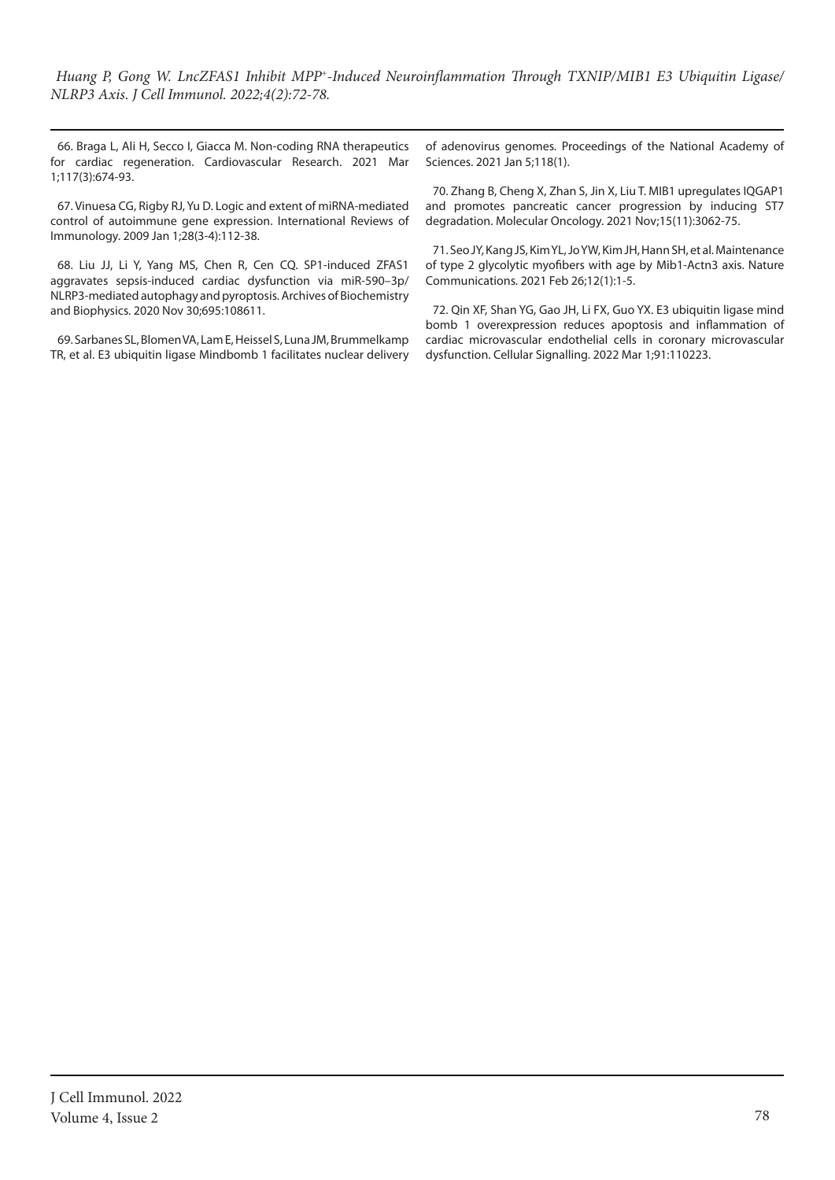66. Braga L, Ali H, Secco I, Giacca M. Non-coding RNA therapeutics for cardiac regeneration. Cardiovascular Research. 2021 Mar 1;117(3):674-93.

67. Vinuesa CG, Rigby RJ, Yu D. Logic and extent of miRNA-mediated control of autoimmune gene expression. International Reviews of Immunology. 2009 Jan 1;28(3-4):112-38.

68. Liu JJ, Li Y, Yang MS, Chen R, Cen CQ. SP1-induced ZFAS1 aggravates sepsis-induced cardiac dysfunction via miR-590–3p/NLRP3-mediated autophagy and pyroptosis. Archives of Biochemistry and Biophysics. 2020 Nov 30;695:108611.

69. Sarbanes SL, Blomen VA, Lam E, Heissel S, Luna JM, Brummelkamp TR, et al. E3 ubiquitin ligase Mindbomb 1 facilitates nuclear delivery of adenovirus genomes. Proceedings of the National Academy of Sciences. 2021 Jan 5;118(1).

70. Zhang B, Cheng X, Zhan S, Jin X, Liu T. MIB1 upregulates IQGAP1 and promotes pancreatic cancer progression by inducing ST7 degradation. Molecular Oncology. 2021 Nov;15(11):3062-75.

71. Seo JY, Kang JS, Kim YL, Jo YW, Kim JH, Hann SH, et al. Maintenance of type 2 glycolytic myofibers with age by Mib1-Actn3 axis. Nature Communications. 2021 Feb 26;12(1):1-5.

72. Qin XF, Shan YG, Gao JH, Li FX, Guo YX. E3 ubiquitin ligase mind bomb 1 overexpression reduces apoptosis and inflammation of cardiac microvascular endothelial cells in coronary microvascular dysfunction. Cellular Signalling. 2022 Mar 1;91:110223.